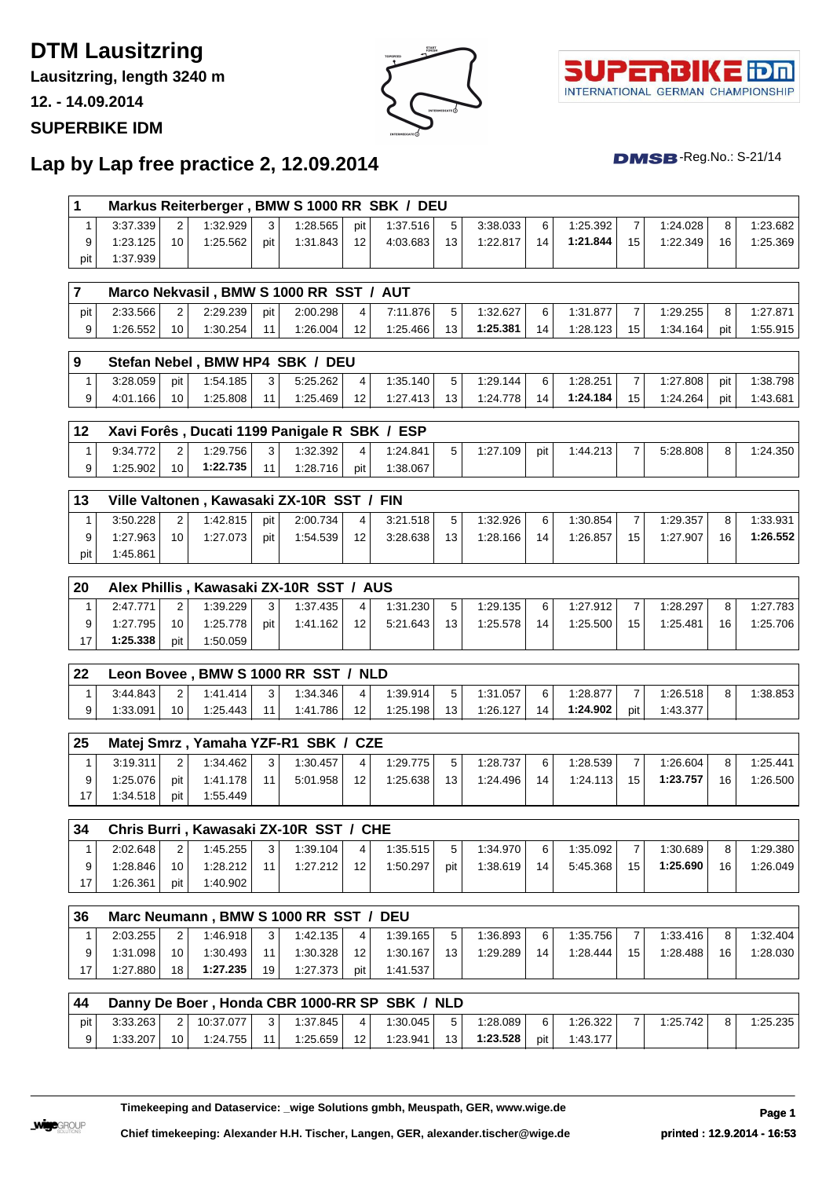# DTM Lausitzring

**Lausitzring, length 3240 m**

**12. - 14.09.2014**

**SUPERBIKE IDM**

## Lap by Lap free practice 2, 12.09.2014

DMSB-Reg.No.: S-21/14

| 1 | Markus Reiterberger , BMW S 1000 RR SBK / DEU | | | | | | | | | | | | | | |
|---|---|---|---|---|---|---|---|---|---|---|---|---|---|---|---|
| 1 | 3:37.339 | 2 | 1:32.929 | 3 | 1:28.565 | pit | 1:37.516 | 5 | 3:38.033 | 6 | 1:25.392 | 7 | 1:24.028 | 8 | 1:23.682 |
| 9 | 1:23.125 | 10 | 1:25.562 | pit | 1:31.843 | 12 | 4:03.683 | 13 | 1:22.817 | 14 | **1:21.844** | 15 | 1:22.349 | 16 | 1:25.369 |
| pit | 1:37.939 | | | | | | | | | | | | | | |

| 7 | Marco Nekvasil , BMW S 1000 RR SST / AUT | | | | | | | | | | | | | | |
|---|---|---|---|---|---|---|---|---|---|---|---|---|---|---|---|
| pit | 2:33.566 | 2 | 2:29.239 | pit | 2:00.298 | 4 | 7:11.876 | 5 | 1:32.627 | 6 | 1:31.877 | 7 | 1:29.255 | 8 | 1:27.871 |
| 9 | 1:26.552 | 10 | 1:30.254 | 11 | 1:26.004 | 12 | 1:25.466 | 13 | **1:25.381** | 14 | 1:28.123 | 15 | 1:34.164 | pit | 1:55.915 |

| 9 | Stefan Nebel , BMW HP4 SBK / DEU | | | | | | | | | | | | | | |
|---|---|---|---|---|---|---|---|---|---|---|---|---|---|---|---|
| 1 | 3:28.059 | pit | 1:54.185 | 3 | 5:25.262 | 4 | 1:35.140 | 5 | 1:29.144 | 6 | 1:28.251 | 7 | 1:27.808 | pit | 1:38.798 |
| 9 | 4:01.166 | 10 | 1:25.808 | 11 | 1:25.469 | 12 | 1:27.413 | 13 | 1:24.778 | 14 | **1:24.184** | 15 | 1:24.264 | pit | 1:43.681 |

| 12 | Xavi Forês , Ducati 1199 Panigale R SBK / ESP | | | | | | | | | | | | | | |
|---|---|---|---|---|---|---|---|---|---|---|---|---|---|---|---|
| 1 | 9:34.772 | 2 | 1:29.756 | 3 | 1:32.392 | 4 | 1:24.841 | 5 | 1:27.109 | pit | 1:44.213 | 7 | 5:28.808 | 8 | 1:24.350 |
| 9 | 1:25.902 | 10 | **1:22.735** | 11 | 1:28.716 | pit | 1:38.067 | | | | | | | | |

| 13 | Ville Valtonen , Kawasaki ZX-10R SST / FIN | | | | | | | | | | | | | | |
|---|---|---|---|---|---|---|---|---|---|---|---|---|---|---|---|
| 1 | 3:50.228 | 2 | 1:42.815 | pit | 2:00.734 | 4 | 3:21.518 | 5 | 1:32.926 | 6 | 1:30.854 | 7 | 1:29.357 | 8 | 1:33.931 |
| 9 | 1:27.963 | 10 | 1:27.073 | pit | 1:54.539 | 12 | 3:28.638 | 13 | 1:28.166 | 14 | 1:26.857 | 15 | 1:27.907 | 16 | **1:26.552** |
| pit | 1:45.861 | | | | | | | | | | | | | | |

| 20 | Alex Phillis , Kawasaki ZX-10R SST / AUS | | | | | | | | | | | | | | |
|---|---|---|---|---|---|---|---|---|---|---|---|---|---|---|---|
| 1 | 2:47.771 | 2 | 1:39.229 | 3 | 1:37.435 | 4 | 1:31.230 | 5 | 1:29.135 | 6 | 1:27.912 | 7 | 1:28.297 | 8 | 1:27.783 |
| 9 | 1:27.795 | 10 | 1:25.778 | pit | 1:41.162 | 12 | 5:21.643 | 13 | 1:25.578 | 14 | 1:25.500 | 15 | 1:25.481 | 16 | 1:25.706 |
| 17 | **1:25.338** | pit | 1:50.059 | | | | | | | | | | | | |

| 22 | Leon Bovee , BMW S 1000 RR SST / NLD | | | | | | | | | | | | | | |
|---|---|---|---|---|---|---|---|---|---|---|---|---|---|---|---|
| 1 | 3:44.843 | 2 | 1:41.414 | 3 | 1:34.346 | 4 | 1:39.914 | 5 | 1:31.057 | 6 | 1:28.877 | 7 | 1:26.518 | 8 | 1:38.853 |
| 9 | 1:33.091 | 10 | 1:25.443 | 11 | 1:41.786 | 12 | 1:25.198 | 13 | 1:26.127 | 14 | **1:24.902** | pit | 1:43.377 | | |

| 25 | Matej Smrz , Yamaha YZF-R1 SBK / CZE | | | | | | | | | | | | | | |
|---|---|---|---|---|---|---|---|---|---|---|---|---|---|---|---|
| 1 | 3:19.311 | 2 | 1:34.462 | 3 | 1:30.457 | 4 | 1:29.775 | 5 | 1:28.737 | 6 | 1:28.539 | 7 | 1:26.604 | 8 | 1:25.441 |
| 9 | 1:25.076 | pit | 1:41.178 | 11 | 5:01.958 | 12 | 1:25.638 | 13 | 1:24.496 | 14 | 1:24.113 | 15 | **1:23.757** | 16 | 1:26.500 |
| 17 | 1:34.518 | pit | 1:55.449 | | | | | | | | | | | | |

| 34 | Chris Burri , Kawasaki ZX-10R SST / CHE | | | | | | | | | | | | | | |
|---|---|---|---|---|---|---|---|---|---|---|---|---|---|---|---|
| 1 | 2:02.648 | 2 | 1:45.255 | 3 | 1:39.104 | 4 | 1:35.515 | 5 | 1:34.970 | 6 | 1:35.092 | 7 | 1:30.689 | 8 | 1:29.380 |
| 9 | 1:28.846 | 10 | 1:28.212 | 11 | 1:27.212 | 12 | 1:50.297 | pit | 1:38.619 | 14 | 5:45.368 | 15 | **1:25.690** | 16 | 1:26.049 |
| 17 | 1:26.361 | pit | 1:40.902 | | | | | | | | | | | | |

| 36 | Marc Neumann , BMW S 1000 RR SST / DEU | | | | | | | | | | | | | | |
|---|---|---|---|---|---|---|---|---|---|---|---|---|---|---|---|
| 1 | 2:03.255 | 2 | 1:46.918 | 3 | 1:42.135 | 4 | 1:39.165 | 5 | 1:36.893 | 6 | 1:35.756 | 7 | 1:33.416 | 8 | 1:32.404 |
| 9 | 1:31.098 | 10 | 1:30.493 | 11 | 1:30.328 | 12 | 1:30.167 | 13 | 1:29.289 | 14 | 1:28.444 | 15 | 1:28.488 | 16 | 1:28.030 |
| 17 | 1:27.880 | 18 | **1:27.235** | 19 | 1:27.373 | pit | 1:41.537 | | | | | | | | |

| 44 | Danny De Boer , Honda CBR 1000-RR SP SBK / NLD | | | | | | | | | | | | | | |
|---|---|---|---|---|---|---|---|---|---|---|---|---|---|---|---|
| pit | 3:33.263 | 2 | 10:37.077 | 3 | 1:37.845 | 4 | 1:30.045 | 5 | 1:28.089 | 6 | 1:26.322 | 7 | 1:25.742 | 8 | 1:25.235 |
| 9 | 1:33.207 | 10 | 1:24.755 | 11 | 1:25.659 | 12 | 1:23.941 | 13 | **1:23.528** | pit | 1:43.177 | | | | |

**Timekeeping and Dataservice: _wige Solutions gmbh, Meuspath, GER, www.wige.de**

**Chief timekeeping: Alexander H.H. Tischer, Langen, GER, alexander.tischer@wige.de**

**printed : 12.9.2014 - 16:53**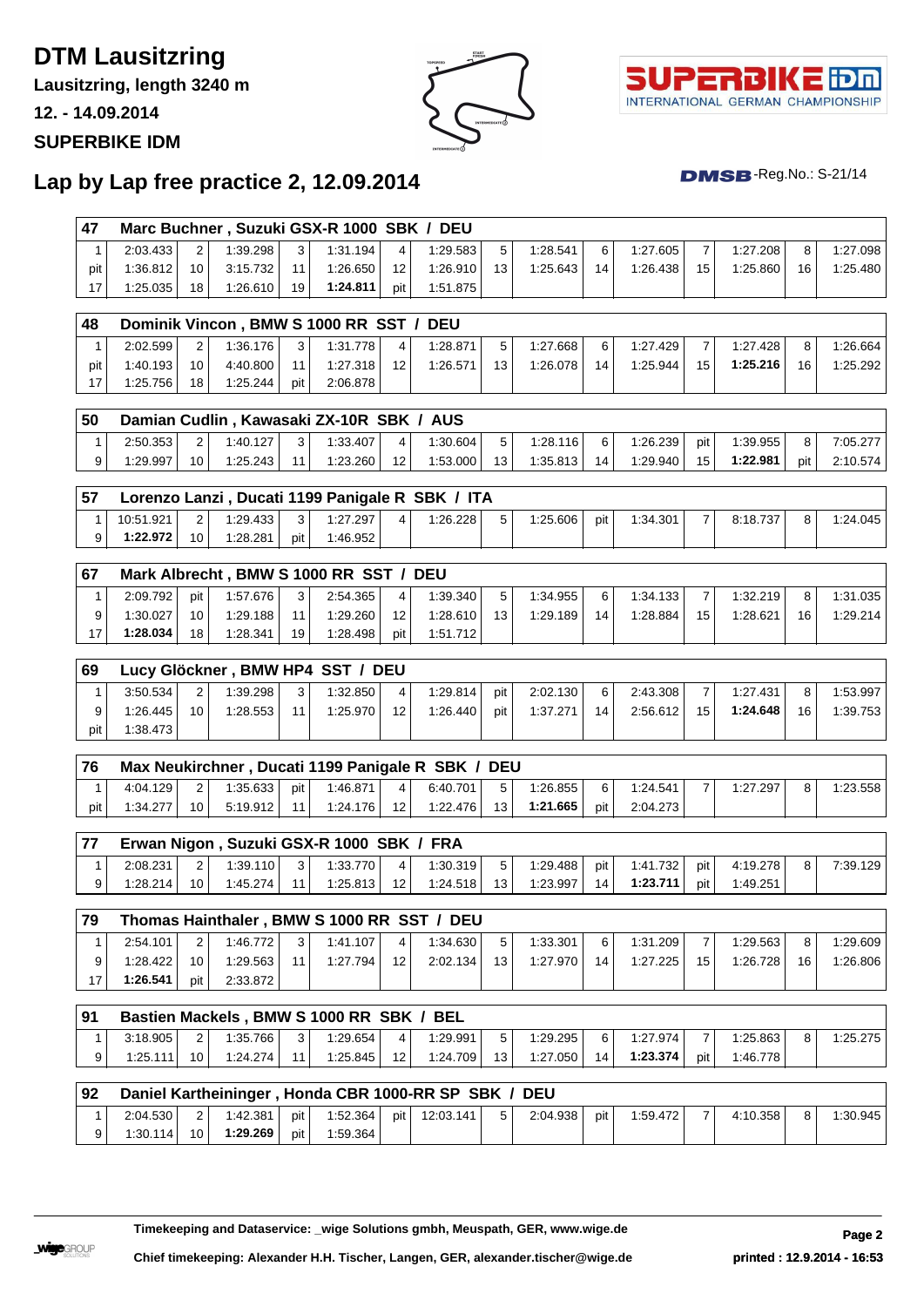# DTM Lausitzring

**Lausitzring, length 3240 m**

**12. - 14.09.2014**

**SUPERBIKE IDM**

## Lap by Lap free practice 2, 12.09.2014

DMSB-Reg.No.: S-21/14

### 47 Marc Buchner , Suzuki GSX-R 1000 SBK / DEU

| | | | | | | | | | | | | | | | |
|---|---|---|---|---|---|---|---|---|---|---|---|---|---|---|---|
| 1 | 2:03.433 | 2 | 1:39.298 | 3 | 1:31.194 | 4 | 1:29.583 | 5 | 1:28.541 | 6 | 1:27.605 | 7 | 1:27.208 | 8 | 1:27.098 |
| pit | 1:36.812 | 10 | 3:15.732 | 11 | 1:26.650 | 12 | 1:26.910 | 13 | 1:25.643 | 14 | 1:26.438 | 15 | 1:25.860 | 16 | 1:25.480 |
| 17 | 1:25.035 | 18 | 1:26.610 | 19 | **1:24.811** | pit | 1:51.875 | | | | | | | | |

### 48 Dominik Vincon , BMW S 1000 RR SST / DEU

| | | | | | | | | | | | | | | | |
|---|---|---|---|---|---|---|---|---|---|---|---|---|---|---|---|
| 1 | 2:02.599 | 2 | 1:36.176 | 3 | 1:31.778 | 4 | 1:28.871 | 5 | 1:27.668 | 6 | 1:27.429 | 7 | 1:27.428 | 8 | 1:26.664 |
| pit | 1:40.193 | 10 | 4:40.800 | 11 | 1:27.318 | 12 | 1:26.571 | 13 | 1:26.078 | 14 | 1:25.944 | 15 | **1:25.216** | 16 | 1:25.292 |
| 17 | 1:25.756 | 18 | 1:25.244 | pit | 2:06.878 | | | | | | | | | | |

### 50 Damian Cudlin , Kawasaki ZX-10R SBK / AUS

| | | | | | | | | | | | | | | | |
|---|---|---|---|---|---|---|---|---|---|---|---|---|---|---|---|
| 1 | 2:50.353 | 2 | 1:40.127 | 3 | 1:33.407 | 4 | 1:30.604 | 5 | 1:28.116 | 6 | 1:26.239 | pit | 1:39.955 | 8 | 7:05.277 |
| 9 | 1:29.997 | 10 | 1:25.243 | 11 | 1:23.260 | 12 | 1:53.000 | 13 | 1:35.813 | 14 | 1:29.940 | 15 | **1:22.981** | pit | 2:10.574 |

### 57 Lorenzo Lanzi , Ducati 1199 Panigale R SBK / ITA

| | | | | | | | | | | | | | | | |
|---|---|---|---|---|---|---|---|---|---|---|---|---|---|---|---|
| 1 | 10:51.921 | 2 | 1:29.433 | 3 | 1:27.297 | 4 | 1:26.228 | 5 | 1:25.606 | pit | 1:34.301 | 7 | 8:18.737 | 8 | 1:24.045 |
| 9 | **1:22.972** | 10 | 1:28.281 | pit | 1:46.952 | | | | | | | | | | |

### 67 Mark Albrecht , BMW S 1000 RR SST / DEU

| | | | | | | | | | | | | | | | |
|---|---|---|---|---|---|---|---|---|---|---|---|---|---|---|---|
| 1 | 2:09.792 | pit | 1:57.676 | 3 | 2:54.365 | 4 | 1:39.340 | 5 | 1:34.955 | 6 | 1:34.133 | 7 | 1:32.219 | 8 | 1:31.035 |
| 9 | 1:30.027 | 10 | 1:29.188 | 11 | 1:29.260 | 12 | 1:28.610 | 13 | 1:29.189 | 14 | 1:28.884 | 15 | 1:28.621 | 16 | 1:29.214 |
| 17 | **1:28.034** | 18 | 1:28.341 | 19 | 1:28.498 | pit | 1:51.712 | | | | | | | | |

### 69 Lucy Glöckner , BMW HP4 SST / DEU

| | | | | | | | | | | | | | | | |
|---|---|---|---|---|---|---|---|---|---|---|---|---|---|---|---|
| 1 | 3:50.534 | 2 | 1:39.298 | 3 | 1:32.850 | 4 | 1:29.814 | pit | 2:02.130 | 6 | 2:43.308 | 7 | 1:27.431 | 8 | 1:53.997 |
| 9 | 1:26.445 | 10 | 1:28.553 | 11 | 1:25.970 | 12 | 1:26.440 | pit | 1:37.271 | 14 | 2:56.612 | 15 | **1:24.648** | 16 | 1:39.753 |
| pit | 1:38.473 | | | | | | | | | | | | | | |

### 76 Max Neukirchner , Ducati 1199 Panigale R SBK / DEU

| | | | | | | | | | | | | | | | |
|---|---|---|---|---|---|---|---|---|---|---|---|---|---|---|---|
| 1 | 4:04.129 | 2 | 1:35.633 | pit | 1:46.871 | 4 | 6:40.701 | 5 | 1:26.855 | 6 | 1:24.541 | 7 | 1:27.297 | 8 | 1:23.558 |
| pit | 1:34.277 | 10 | 5:19.912 | 11 | 1:24.176 | 12 | 1:22.476 | 13 | **1:21.665** | pit | 2:04.273 | | | | |

### 77 Erwan Nigon , Suzuki GSX-R 1000 SBK / FRA

| | | | | | | | | | | | | | | | |
|---|---|---|---|---|---|---|---|---|---|---|---|---|---|---|---|
| 1 | 2:08.231 | 2 | 1:39.110 | 3 | 1:33.770 | 4 | 1:30.319 | 5 | 1:29.488 | pit | 1:41.732 | pit | 4:19.278 | 8 | 7:39.129 |
| 9 | 1:28.214 | 10 | 1:45.274 | 11 | 1:25.813 | 12 | 1:24.518 | 13 | 1:23.997 | 14 | **1:23.711** | pit | 1:49.251 | | |

### 79 Thomas Hainthaler , BMW S 1000 RR SST / DEU

| | | | | | | | | | | | | | | | |
|---|---|---|---|---|---|---|---|---|---|---|---|---|---|---|---|
| 1 | 2:54.101 | 2 | 1:46.772 | 3 | 1:41.107 | 4 | 1:34.630 | 5 | 1:33.301 | 6 | 1:31.209 | 7 | 1:29.563 | 8 | 1:29.609 |
| 9 | 1:28.422 | 10 | 1:29.563 | 11 | 1:27.794 | 12 | 2:02.134 | 13 | 1:27.970 | 14 | 1:27.225 | 15 | 1:26.728 | 16 | 1:26.806 |
| 17 | **1:26.541** | pit | 2:33.872 | | | | | | | | | | | | |

### 91 Bastien Mackels , BMW S 1000 RR SBK / BEL

| | | | | | | | | | | | | | | | |
|---|---|---|---|---|---|---|---|---|---|---|---|---|---|---|---|
| 1 | 3:18.905 | 2 | 1:35.766 | 3 | 1:29.654 | 4 | 1:29.991 | 5 | 1:29.295 | 6 | 1:27.974 | 7 | 1:25.863 | 8 | 1:25.275 |
| 9 | 1:25.111 | 10 | 1:24.274 | 11 | 1:25.845 | 12 | 1:24.709 | 13 | 1:27.050 | 14 | **1:23.374** | pit | 1:46.778 | | |

### 92 Daniel Kartheininger , Honda CBR 1000-RR SP SBK / DEU

| | | | | | | | | | | | | | | | |
|---|---|---|---|---|---|---|---|---|---|---|---|---|---|---|---|
| 1 | 2:04.530 | 2 | 1:42.381 | pit | 1:52.364 | pit | 12:03.141 | 5 | 2:04.938 | pit | 1:59.472 | 7 | 4:10.358 | 8 | 1:30.945 |
| 9 | 1:30.114 | 10 | **1:29.269** | pit | 1:59.364 | | | | | | | | | | |

**Timekeeping and Dataservice: _wige Solutions gmbh, Meuspath, GER, www.wige.de**

**Chief timekeeping: Alexander H.H. Tischer, Langen, GER, alexander.tischer@wige.de**

**printed : 12.9.2014 - 16:53**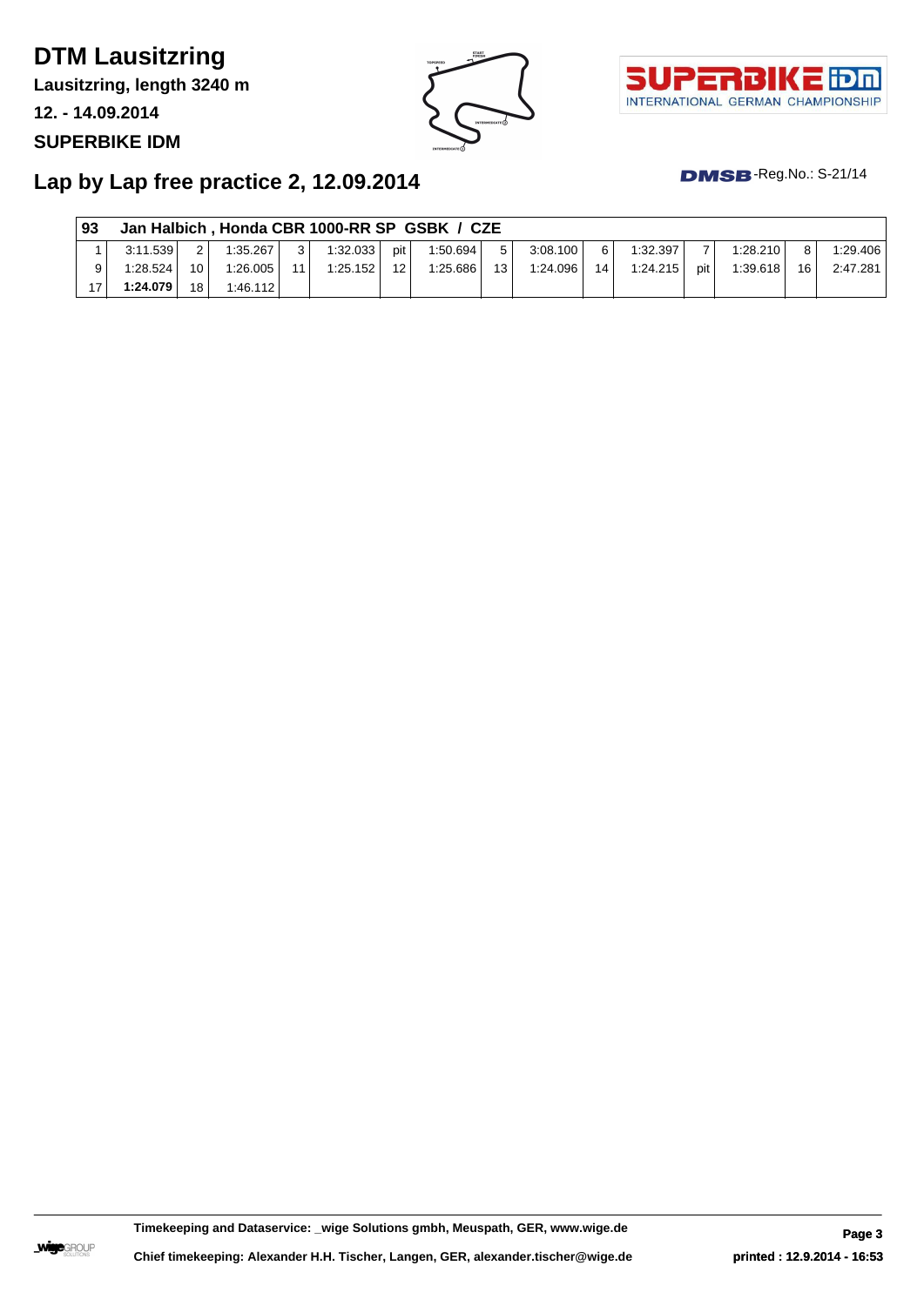# DTM Lausitzring

**Lausitzring, length 3240 m**

**12. - 14.09.2014**

**SUPERBIKE IDM**

## Lap by Lap free practice 2, 12.09.2014

DMSB-Reg.No.: S-21/14

| **93** | **Jan Halbich , Honda CBR 1000-RR SP GSBK / CZE** | | | | | | | | | | | | | | |
|---|---|---|---|---|---|---|---|---|---|---|---|---|---|---|---|
| 1 | 3:11.539 | 2 | 1:35.267 | 3 | 1:32.033 | pit | 1:50.694 | 5 | 3:08.100 | 6 | 1:32.397 | 7 | 1:28.210 | 8 | 1:29.406 |
| 9 | 1:28.524 | 10 | 1:26.005 | 11 | 1:25.152 | 12 | 1:25.686 | 13 | 1:24.096 | 14 | 1:24.215 | pit | 1:39.618 | 16 | 2:47.281 |
| 17 | **1:24.079** | 18 | 1:46.112 | | | | | | | | | | | | |

**Timekeeping and Dataservice: _wige Solutions gmbh, Meuspath, GER, www.wige.de**

**Chief timekeeping: Alexander H.H. Tischer, Langen, GER, alexander.tischer@wige.de**

**printed : 12.9.2014 - 16:53**